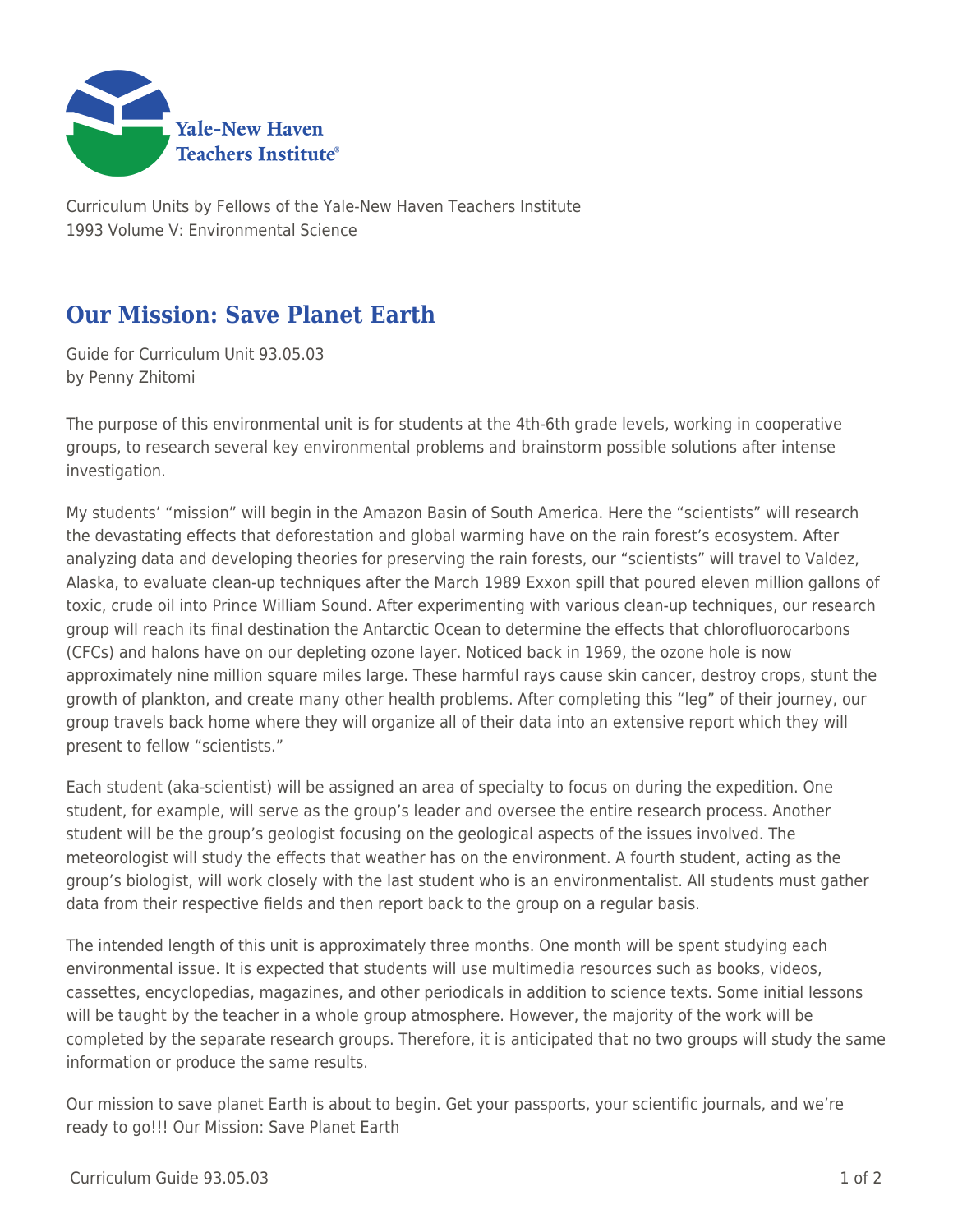Curriculum Units by Fellows of the Yale-New Haven Teachers Institute
1993 Volume V: Environmental Science

# Our Mission: Save Planet Earth

Guide for Curriculum Unit 93.05.03
by Penny Zhitomi

The purpose of this environmental unit is for students at the 4th-6th grade levels, working in cooperative groups, to research several key environmental problems and brainstorm possible solutions after intense investigation.

My students' "mission" will begin in the Amazon Basin of South America. Here the "scientists" will research the devastating effects that deforestation and global warming have on the rain forest's ecosystem. After analyzing data and developing theories for preserving the rain forests, our "scientists" will travel to Valdez, Alaska, to evaluate clean-up techniques after the March 1989 Exxon spill that poured eleven million gallons of toxic, crude oil into Prince William Sound. After experimenting with various clean-up techniques, our research group will reach its final destination the Antarctic Ocean to determine the effects that chlorofluorocarbons (CFCs) and halons have on our depleting ozone layer. Noticed back in 1969, the ozone hole is now approximately nine million square miles large. These harmful rays cause skin cancer, destroy crops, stunt the growth of plankton, and create many other health problems. After completing this "leg" of their journey, our group travels back home where they will organize all of their data into an extensive report which they will present to fellow "scientists."

Each student (aka-scientist) will be assigned an area of specialty to focus on during the expedition. One student, for example, will serve as the group's leader and oversee the entire research process. Another student will be the group's geologist focusing on the geological aspects of the issues involved. The meteorologist will study the effects that weather has on the environment. A fourth student, acting as the group's biologist, will work closely with the last student who is an environmentalist. All students must gather data from their respective fields and then report back to the group on a regular basis.

The intended length of this unit is approximately three months. One month will be spent studying each environmental issue. It is expected that students will use multimedia resources such as books, videos, cassettes, encyclopedias, magazines, and other periodicals in addition to science texts. Some initial lessons will be taught by the teacher in a whole group atmosphere. However, the majority of the work will be completed by the separate research groups. Therefore, it is anticipated that no two groups will study the same information or produce the same results.

Our mission to save planet Earth is about to begin. Get your passports, your scientific journals, and we're ready to go!!! Our Mission: Save Planet Earth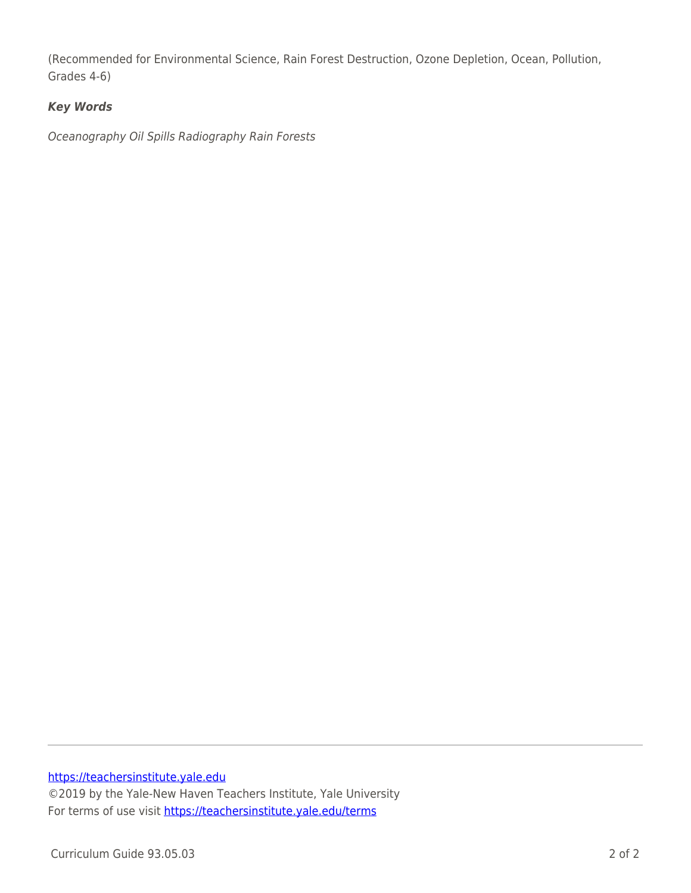(Recommended for Environmental Science, Rain Forest Destruction, Ozone Depletion, Ocean, Pollution, Grades 4-6)

***Key Words***

*Oceanography Oil Spills Radiography Rain Forests*

https://teachersinstitute.yale.edu
©2019 by the Yale-New Haven Teachers Institute, Yale University
For terms of use visit https://teachersinstitute.yale.edu/terms